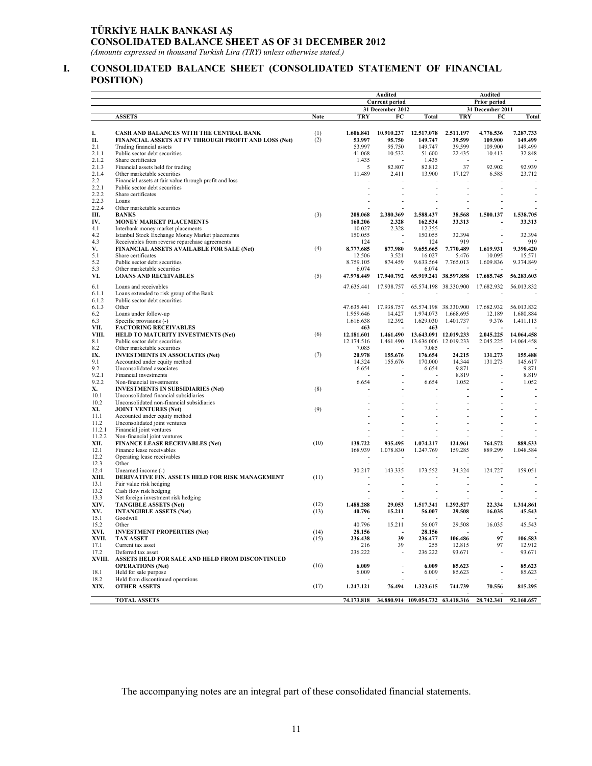# TÜRKİYE HALK BANKASI AŞ

## CONSOLIDATED BALANCE SHEET AS OF 31 DECEMBER 2012

*(Amounts expressed in thousand Turkish Lira (TRY) unless otherwise stated.)*

## I. CONSOLIDATED BALANCE SHEET (CONSOLIDATED STATEMENT OF FINANCIAL POSITION)

| | | | Audited | | | Audited | | |
|---|---|---|---|---|---|---|---|---|
| | | | Current period | | | Prior period | | |
| | | | 31 December 2012 | | | 31 December 2011 | | |
| | **ASSETS** | **Note** | **TRY** | **FC** | **Total** | **TRY** | **FC** | **Total** |
| **I.** | **CASH AND BALANCES WITH THE CENTRAL BANK** | (1) | **1.606.841** | **10.910.237** | **12.517.078** | **2.511.197** | **4.776.536** | **7.287.733** |
| **II.** | **FINANCIAL ASSETS AT FV THROUGH PROFIT AND LOSS (Net)** | (2) | **53.997** | **95.750** | **149.747** | **39.599** | **109.900** | **149.499** |
| 2.1 | Trading financial assets | | 53.997 | 95.750 | 149.747 | 39.599 | 109.900 | 149.499 |
| 2.1.1 | Public sector debt securities | | 41.068 | 10.532 | 51.600 | 22.435 | 10.413 | 32.848 |
| 2.1.2 | Share certificates | | 1.435 | - | 1.435 | - | - | - |
| 2.1.3 | Financial assets held for trading | | 5 | 82.807 | 82.812 | 37 | 92.902 | 92.939 |
| 2.1.4 | Other marketable securities | | 11.489 | 2.411 | 13.900 | 17.127 | 6.585 | 23.712 |
| 2.2 | Financial assets at fair value through profit and loss | | - | - | - | - | - | - |
| 2.2.1 | Public sector debt securities | | - | - | - | - | - | - |
| 2.2.2 | Share certificates | | - | - | - | - | - | - |
| 2.2.3 | Loans | | - | - | - | - | - | - |
| 2.2.4 | Other marketable securities | | - | - | - | - | - | - |
| **III.** | **BANKS** | (3) | **208.068** | **2.380.369** | **2.588.437** | **38.568** | **1.500.137** | **1.538.705** |
| **IV.** | **MONEY MARKET PLACEMENTS** | | **160.206** | **2.328** | **162.534** | **33.313** | **-** | **33.313** |
| 4.1 | Interbank money market placements | | 10.027 | 2.328 | 12.355 | - | - | - |
| 4.2 | Istanbul Stock Exchange Money Market placements | | 150.055 | - | 150.055 | 32.394 | - | 32.394 |
| 4.3 | Receivables from reverse repurchase agreements | | 124 | - | 124 | 919 | - | 919 |
| **V.** | **FINANCIAL ASSETS AVAILABLE FOR SALE (Net)** | (4) | **8.777.685** | **877.980** | **9.655.665** | **7.770.489** | **1.619.931** | **9.390.420** |
| 5.1 | Share certificates | | 12.506 | 3.521 | 16.027 | 5.476 | 10.095 | 15.571 |
| 5.2 | Public sector debt securities | | 8.759.105 | 874.459 | 9.633.564 | 7.765.013 | 1.609.836 | 9.374.849 |
| 5.3 | Other marketable securities | | 6.074 | - | 6.074 | - | - | - |
| **VI.** | **LOANS AND RECEIVABLES** | (5) | **47.978.449** | **17.940.792** | **65.919.241** | **38.597.858** | **17.685.745** | **56.283.603** |
| 6.1 | Loans and receivables | | 47.635.441 | 17.938.757 | 65.574.198 | 38.330.900 | 17.682.932 | 56.013.832 |
| 6.1.1 | Loans extended to risk group of the Bank | | - | - | - | - | - | - |
| 6.1.2 | Public sector debt securities | | - | - | - | - | - | - |
| 6.1.3 | Other | | 47.635.441 | 17.938.757 | 65.574.198 | 38.330.900 | 17.682.932 | 56.013.832 |
| 6.2 | Loans under follow-up | | 1.959.646 | 14.427 | 1.974.073 | 1.668.695 | 12.189 | 1.680.884 |
| 6.3 | Specific provisions (-) | | 1.616.638 | 12.392 | 1.629.030 | 1.401.737 | 9.376 | 1.411.113 |
| **VII.** | **FACTORING RECEIVABLES** | | **463** | **-** | **463** | **-** | **-** | **-** |
| **VIII.** | **HELD TO MATURITY INVESTMENTS (Net)** | (6) | **12.181.601** | **1.461.490** | **13.643.091** | **12.019.233** | **2.045.225** | **14.064.458** |
| 8.1 | Public sector debt securities | | 12.174.516 | 1.461.490 | 13.636.006 | 12.019.233 | 2.045.225 | 14.064.458 |
| 8.2 | Other marketable securities | | 7.085 | - | 7.085 | - | - | - |
| **IX.** | **INVESTMENTS IN ASSOCIATES (Net)** | (7) | **20.978** | **155.676** | **176.654** | **24.215** | **131.273** | **155.488** |
| 9.1 | Accounted under equity method | | 14.324 | 155.676 | 170.000 | 14.344 | 131.273 | 145.617 |
| 9.2 | Unconsolidated associates | | 6.654 | - | 6.654 | 9.871 | - | 9.871 |
| 9.2.1 | Financial investments | | - | - | - | 8.819 | - | 8.819 |
| 9.2.2 | Non-financial investments | | 6.654 | - | 6.654 | 1.052 | - | 1.052 |
| **X.** | **INVESTMENTS IN SUBSIDIARIES (Net)** | (8) | **-** | **-** | **-** | **-** | **-** | **-** |
| 10.1 | Unconsolidated financial subsidiaries | | - | - | - | - | - | - |
| 10.2 | Unconsolidated non-financial subsidiaries | | - | - | - | - | - | - |
| **XI.** | **JOINT VENTURES (Net)** | (9) | **-** | **-** | **-** | **-** | **-** | **-** |
| 11.1 | Accounted under equity method | | - | - | - | - | - | - |
| 11.2 | Unconsolidated joint ventures | | - | - | - | - | - | - |
| 11.2.1 | Financial joint ventures | | - | - | - | - | - | - |
| 11.2.2 | Non-financial joint ventures | | - | - | - | - | - | - |
| **XII.** | **FINANCE LEASE RECEIVABLES (Net)** | (10) | **138.722** | **935.495** | **1.074.217** | **124.961** | **764.572** | **889.533** |
| 12.1 | Finance lease receivables | | 168.939 | 1.078.830 | 1.247.769 | 159.285 | 889.299 | 1.048.584 |
| 12.2 | Operating lease receivables | | - | - | - | - | - | - |
| 12.3 | Other | | - | - | - | - | - | - |
| 12.4 | Unearned income (-) | | 30.217 | 143.335 | 173.552 | 34.324 | 124.727 | 159.051 |
| **XIII.** | **DERIVATIVE FIN. ASSETS HELD FOR RISK MANAGEMENT** | (11) | **-** | **-** | **-** | **-** | **-** | **-** |
| 13.1 | Fair value risk hedging | | - | - | - | - | - | - |
| 13.2 | Cash flow risk hedging | | - | - | - | - | - | - |
| 13.3 | Net foreign investment risk hedging | | - | - | - | - | - | - |
| **XIV.** | **TANGIBLE ASSETS (Net)** | (12) | **1.488.288** | **29.053** | **1.517.341** | **1.292.527** | **22.334** | **1.314.861** |
| **XV.** | **INTANGIBLE ASSETS (Net)** | (13) | **40.796** | **15.211** | **56.007** | **29.508** | **16.035** | **45.543** |
| 15.1 | Goodwill | | - | - | - | - | - | - |
| 15.2 | Other | | 40.796 | 15.211 | 56.007 | 29.508 | 16.035 | 45.543 |
| **XVI.** | **INVESTMENT PROPERTIES (Net)** | (14) | **28.156** | **-** | **28.156** | **-** | **-** | **-** |
| **XVII.** | **TAX ASSET** | (15) | **236.438** | **39** | **236.477** | **106.486** | **97** | **106.583** |
| 17.1 | Current tax asset | | 216 | 39 | 255 | 12.815 | 97 | 12.912 |
| 17.2 | Deferred tax asset | | 236.222 | - | 236.222 | 93.671 | - | 93.671 |
| **XVIII.** | **ASSETS HELD FOR SALE AND HELD FROM DISCONTINUED OPERATIONS (Net)** | (16) | **6.009** | **-** | **6.009** | **85.623** | **-** | **85.623** |
| 18.1 | Held for sale purpose | | 6.009 | - | 6.009 | 85.623 | - | 85.623 |
| 18.2 | Held from discontinued operations | | - | - | - | - | - | - |
| **XIX.** | **OTHER ASSETS** | (17) | **1.247.121** | **76.494** | **1.323.615** | **744.739** | **70.556** | **815.295** |
| | **TOTAL ASSETS** | | **74.173.818** | **34.880.914** | **109.054.732** | **63.418.316** | **28.742.341** | **92.160.657** |

The accompanying notes are an integral part of these consolidated financial statements.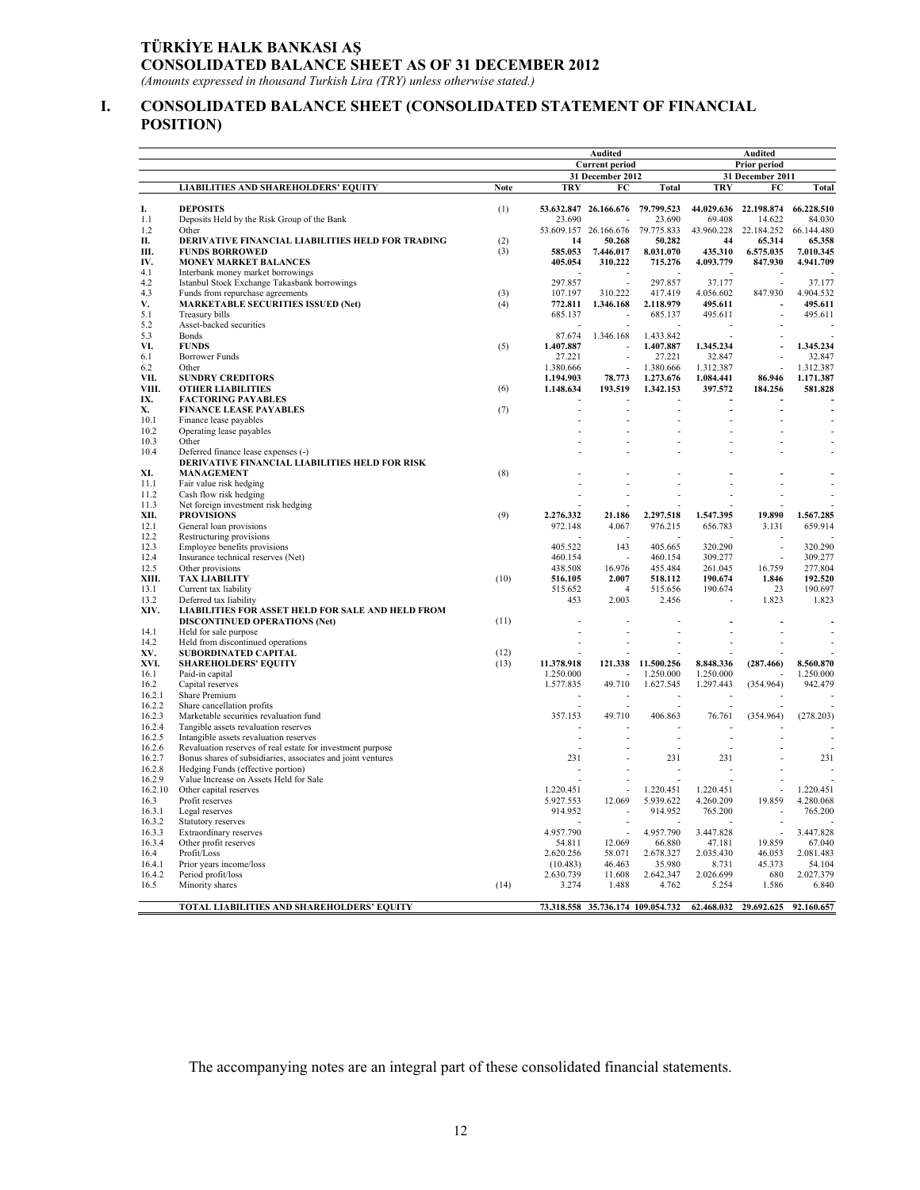# TÜRKİYE HALK BANKASI AŞ
## CONSOLIDATED BALANCE SHEET AS OF 31 DECEMBER 2012

*(Amounts expressed in thousand Turkish Lira (TRY) unless otherwise stated.)*

## I. CONSOLIDATED BALANCE SHEET (CONSOLIDATED STATEMENT OF FINANCIAL POSITION)

| | | | Audited | | | Audited | | |
|---|---|---|---|---|---|---|---|---|
| | | | Current period | | | Prior period | | |
| | | | 31 December 2012 | | | 31 December 2011 | | |
| | **LIABILITIES AND SHAREHOLDERS' EQUITY** | **Note** | **TRY** | **FC** | **Total** | **TRY** | **FC** | **Total** |
| **I.** | **DEPOSITS** | (1) | **53.632.847** | **26.166.676** | **79.799.523** | **44.029.636** | **22.198.874** | **66.228.510** |
| 1.1 | Deposits Held by the Risk Group of the Bank | | 23.690 | - | 23.690 | 69.408 | 14.622 | 84.030 |
| 1.2 | Other | | 53.609.157 | 26.166.676 | 79.775.833 | 43.960.228 | 22.184.252 | 66.144.480 |
| **II.** | **DERIVATIVE FINANCIAL LIABILITIES HELD FOR TRADING** | (2) | **14** | **50.268** | **50.282** | **44** | **65.314** | **65.358** |
| **III.** | **FUNDS BORROWED** | (3) | **585.053** | **7.446.017** | **8.031.070** | **435.310** | **6.575.035** | **7.010.345** |
| **IV.** | **MONEY MARKET BALANCES** | | **405.054** | **310.222** | **715.276** | **4.093.779** | **847.930** | **4.941.709** |
| 4.1 | Interbank money market borrowings | | - | - | - | - | - | - |
| 4.2 | Istanbul Stock Exchange Takasbank borrowings | | 297.857 | - | 297.857 | 37.177 | - | 37.177 |
| 4.3 | Funds from repurchase agreements | (3) | 107.197 | 310.222 | 417.419 | 4.056.602 | 847.930 | 4.904.532 |
| **V.** | **MARKETABLE SECURITIES ISSUED (Net)** | (4) | **772.811** | **1.346.168** | **2.118.979** | **495.611** | **-** | **495.611** |
| 5.1 | Treasury bills | | 685.137 | - | 685.137 | 495.611 | - | 495.611 |
| 5.2 | Asset-backed securities | | - | - | - | - | - | - |
| 5.3 | Bonds | | 87.674 | 1.346.168 | 1.433.842 | - | - | - |
| **VI.** | **FUNDS** | (5) | **1.407.887** | **-** | **1.407.887** | **1.345.234** | **-** | **1.345.234** |
| 6.1 | Borrower Funds | | 27.221 | - | 27.221 | 32.847 | - | 32.847 |
| 6.2 | Other | | 1.380.666 | - | 1.380.666 | 1.312.387 | - | 1.312.387 |
| **VII.** | **SUNDRY CREDITORS** | | **1.194.903** | **78.773** | **1.273.676** | **1.084.441** | **86.946** | **1.171.387** |
| **VIII.** | **OTHER LIABILITIES** | (6) | **1.148.634** | **193.519** | **1.342.153** | **397.572** | **184.256** | **581.828** |
| **IX.** | **FACTORING PAYABLES** | | **-** | **-** | **-** | **-** | **-** | **-** |
| **X.** | **FINANCE LEASE PAYABLES** | (7) | **-** | **-** | **-** | **-** | **-** | **-** |
| 10.1 | Finance lease payables | | - | - | - | - | - | - |
| 10.2 | Operating lease payables | | - | - | - | - | - | - |
| 10.3 | Other | | - | - | - | - | - | - |
| 10.4 | Deferred finance lease expenses (-) | | - | - | - | - | - | - |
| **XI.** | **DERIVATIVE FINANCIAL LIABILITIES HELD FOR RISK MANAGEMENT** | (8) | **-** | **-** | **-** | **-** | **-** | **-** |
| 11.1 | Fair value risk hedging | | - | - | - | - | - | - |
| 11.2 | Cash flow risk hedging | | - | - | - | - | - | - |
| 11.3 | Net foreign investment risk hedging | | - | - | - | - | - | - |
| **XII.** | **PROVISIONS** | (9) | **2.276.332** | **21.186** | **2.297.518** | **1.547.395** | **19.890** | **1.567.285** |
| 12.1 | General loan provisions | | 972.148 | 4.067 | 976.215 | 656.783 | 3.131 | 659.914 |
| 12.2 | Restructuring provisions | | - | - | - | - | - | - |
| 12.3 | Employee benefits provisions | | 405.522 | 143 | 405.665 | 320.290 | - | 320.290 |
| 12.4 | Insurance technical reserves (Net) | | 460.154 | - | 460.154 | 309.277 | - | 309.277 |
| 12.5 | Other provisions | | 438.508 | 16.976 | 455.484 | 261.045 | 16.759 | 277.804 |
| **XIII.** | **TAX LIABILITY** | (10) | **516.105** | **2.007** | **518.112** | **190.674** | **1.846** | **192.520** |
| 13.1 | Current tax liability | | 515.652 | 4 | 515.656 | 190.674 | 23 | 190.697 |
| 13.2 | Deferred tax liability | | 453 | 2.003 | 2.456 | - | 1.823 | 1.823 |
| **XIV.** | **LIABILITIES FOR ASSET HELD FOR SALE AND HELD FROM DISCONTINUED OPERATIONS (Net)** | (11) | **-** | **-** | **-** | **-** | **-** | **-** |
| 14.1 | Held for sale purpose | | - | - | - | - | - | - |
| 14.2 | Held from discontinued operations | | - | - | - | - | - | - |
| **XV.** | **SUBORDINATED CAPITAL** | (12) | **-** | **-** | **-** | **-** | **-** | **-** |
| **XVI.** | **SHAREHOLDERS' EQUITY** | (13) | **11.378.918** | **121.338** | **11.500.256** | **8.848.336** | **(287.466)** | **8.560.870** |
| 16.1 | Paid-in capital | | 1.250.000 | - | 1.250.000 | 1.250.000 | - | 1.250.000 |
| 16.2 | Capital reserves | | 1.577.835 | 49.710 | 1.627.545 | 1.297.443 | (354.964) | 942.479 |
| 16.2.1 | Share Premium | | - | - | - | - | - | - |
| 16.2.2 | Share cancellation profits | | - | - | - | - | - | - |
| 16.2.3 | Marketable securities revaluation fund | | 357.153 | 49.710 | 406.863 | 76.761 | (354.964) | (278.203) |
| 16.2.4 | Tangible assets revaluation reserves | | - | - | - | - | - | - |
| 16.2.5 | Intangible assets revaluation reserves | | - | - | - | - | - | - |
| 16.2.6 | Revaluation reserves of real estate for investment purpose | | - | - | - | - | - | - |
| 16.2.7 | Bonus shares of subsidiaries, associates and joint ventures | | 231 | - | 231 | 231 | - | 231 |
| 16.2.8 | Hedging Funds (effective portion) | | - | - | - | - | - | - |
| 16.2.9 | Value Increase on Assets Held for Sale | | - | - | - | - | - | - |
| 16.2.10 | Other capital reserves | | 1.220.451 | - | 1.220.451 | 1.220.451 | - | 1.220.451 |
| 16.3 | Profit reserves | | 5.927.553 | 12.069 | 5.939.622 | 4.260.209 | 19.859 | 4.280.068 |
| 16.3.1 | Legal reserves | | 914.952 | - | 914.952 | 765.200 | - | 765.200 |
| 16.3.2 | Statutory reserves | | - | - | - | - | - | - |
| 16.3.3 | Extraordinary reserves | | 4.957.790 | - | 4.957.790 | 3.447.828 | - | 3.447.828 |
| 16.3.4 | Other profit reserves | | 54.811 | 12.069 | 66.880 | 47.181 | 19.859 | 67.040 |
| 16.4 | Profit/Loss | | 2.620.256 | 58.071 | 2.678.327 | 2.035.430 | 46.053 | 2.081.483 |
| 16.4.1 | Prior years income/loss | | (10.483) | 46.463 | 35.980 | 8.731 | 45.373 | 54.104 |
| 16.4.2 | Period profit/loss | | 2.630.739 | 11.608 | 2.642.347 | 2.026.699 | 680 | 2.027.379 |
| 16.5 | Minority shares | (14) | 3.274 | 1.488 | 4.762 | 5.254 | 1.586 | 6.840 |
| | **TOTAL LIABILITIES AND SHAREHOLDERS' EQUITY** | | **73.318.558** | **35.736.174** | **109.054.732** | **62.468.032** | **29.692.625** | **92.160.657** |

The accompanying notes are an integral part of these consolidated financial statements.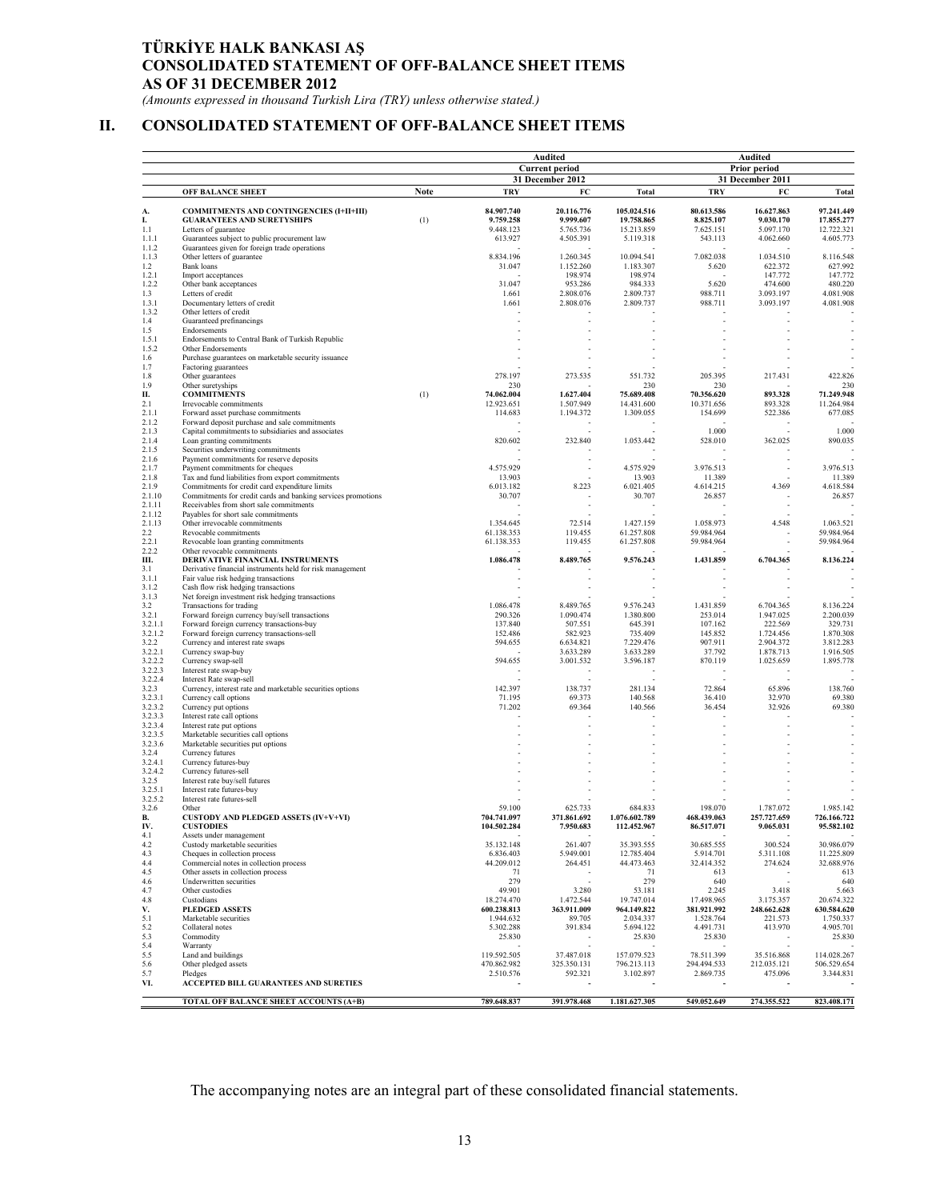# TÜRKİYE HALK BANKASI AŞ
# CONSOLIDATED STATEMENT OF OFF-BALANCE SHEET ITEMS
# AS OF 31 DECEMBER 2012

*(Amounts expressed in thousand Turkish Lira (TRY) unless otherwise stated.)*

## II. CONSOLIDATED STATEMENT OF OFF-BALANCE SHEET ITEMS

| | | | Audited | | | Audited | | |
|---|---|---|---|---|---|---|---|---|
| | | | Current period | | | Prior period | | |
| | | | 31 December 2012 | | | 31 December 2011 | | |
| | **OFF BALANCE SHEET** | **Note** | **TRY** | **FC** | **Total** | **TRY** | **FC** | **Total** |
| **A.** | **COMMITMENTS AND CONTINGENCIES (I+II+III)** | | **84.907.740** | **20.116.776** | **105.024.516** | **80.613.586** | **16.627.863** | **97.241.449** |
| **I.** | **GUARANTEES AND SURETYSHIPS** | (1) | **9.759.258** | **9.999.607** | **19.758.865** | **8.825.107** | **9.030.170** | **17.855.277** |
| 1.1 | Letters of guarantee | | 9.448.123 | 5.765.736 | 15.213.859 | 7.625.151 | 5.097.170 | 12.722.321 |
| 1.1.1 | Guarantees subject to public procurement law | | 613.927 | 4.505.391 | 5.119.318 | 543.113 | 4.062.660 | 4.605.773 |
| 1.1.2 | Guarantees given for foreign trade operations | | - | - | - | - | - | - |
| 1.1.3 | Other letters of guarantee | | 8.834.196 | 1.260.345 | 10.094.541 | 7.082.038 | 1.034.510 | 8.116.548 |
| 1.2 | Bank loans | | 31.047 | 1.152.260 | 1.183.307 | 5.620 | 622.372 | 627.992 |
| 1.2.1 | Import acceptances | | - | 198.974 | 198.974 | - | 147.772 | 147.772 |
| 1.2.2 | Other bank acceptances | | 31.047 | 953.286 | 984.333 | 5.620 | 474.600 | 480.220 |
| 1.3 | Letters of credit | | 1.661 | 2.808.076 | 2.809.737 | 988.711 | 3.093.197 | 4.081.908 |
| 1.3.1 | Documentary letters of credit | | 1.661 | 2.808.076 | 2.809.737 | 988.711 | 3.093.197 | 4.081.908 |
| 1.3.2 | Other letters of credit | | - | - | - | - | - | - |
| 1.4 | Guaranteed prefinancings | | - | - | - | - | - | - |
| 1.5 | Endorsements | | - | - | - | - | - | - |
| 1.5.1 | Endorsements to Central Bank of Turkish Republic | | - | - | - | - | - | - |
| 1.5.2 | Other Endorsements | | - | - | - | - | - | - |
| 1.6 | Purchase guarantees on marketable security issuance | | - | - | - | - | - | - |
| 1.7 | Factoring guarantees | | - | - | - | - | - | - |
| 1.8 | Other guarantees | | 278.197 | 273.535 | 551.732 | 205.395 | 217.431 | 422.826 |
| 1.9 | Other suretyships | | 230 | - | 230 | 230 | - | 230 |
| **II.** | **COMMITMENTS** | (1) | **74.062.004** | **1.627.404** | **75.689.408** | **70.356.620** | **893.328** | **71.249.948** |
| 2.1 | Irrevocable commitments | | 12.923.651 | 1.507.949 | 14.431.600 | 10.371.656 | 893.328 | 11.264.984 |
| 2.1.1 | Forward asset purchase commitments | | 114.683 | 1.194.372 | 1.309.055 | 154.699 | 522.386 | 677.085 |
| 2.1.2 | Forward deposit purchase and sale commitments | | - | - | - | - | - | - |
| 2.1.3 | Capital commitments to subsidiaries and associates | | - | - | - | 1.000 | - | 1.000 |
| 2.1.4 | Loan granting commitments | | 820.602 | 232.840 | 1.053.442 | 528.010 | 362.025 | 890.035 |
| 2.1.5 | Securities underwriting commitments | | - | - | - | - | - | - |
| 2.1.6 | Payment commitments for reserve deposits | | - | - | - | - | - | - |
| 2.1.7 | Payment commitments for cheques | | 4.575.929 | - | 4.575.929 | 3.976.513 | - | 3.976.513 |
| 2.1.8 | Tax and fund liabilities from export commitments | | 13.903 | - | 13.903 | 11.389 | - | 11.389 |
| 2.1.9 | Commitments for credit card expenditure limits | | 6.013.182 | 8.223 | 6.021.405 | 4.614.215 | 4.369 | 4.618.584 |
| 2.1.10 | Commitments for credit cards and banking services promotions | | 30.707 | - | 30.707 | 26.857 | - | 26.857 |
| 2.1.11 | Receivables from short sale commitments | | - | - | - | - | - | - |
| 2.1.12 | Payables for short sale commitments | | - | - | - | - | - | - |
| 2.1.13 | Other irrevocable commitments | | 1.354.645 | 72.514 | 1.427.159 | 1.058.973 | 4.548 | 1.063.521 |
| 2.2 | Revocable commitments | | 61.138.353 | 119.455 | 61.257.808 | 59.984.964 | - | 59.984.964 |
| 2.2.1 | Revocable loan granting commitments | | 61.138.353 | 119.455 | 61.257.808 | 59.984.964 | - | 59.984.964 |
| 2.2.2 | Other revocable commitments | | - | - | - | - | - | - |
| **III.** | **DERIVATIVE FINANCIAL INSTRUMENTS** | | **1.086.478** | **8.489.765** | **9.576.243** | **1.431.859** | **6.704.365** | **8.136.224** |
| 3.1 | Derivative financial instruments held for risk management | | - | - | - | - | - | - |
| 3.1.1 | Fair value risk hedging transactions | | - | - | - | - | - | - |
| 3.1.2 | Cash flow risk hedging transactions | | - | - | - | - | - | - |
| 3.1.3 | Net foreign investment risk hedging transactions | | - | - | - | - | - | - |
| 3.2 | Transactions for trading | | 1.086.478 | 8.489.765 | 9.576.243 | 1.431.859 | 6.704.365 | 8.136.224 |
| 3.2.1 | Forward foreign currency buy/sell transactions | | 290.326 | 1.090.474 | 1.380.800 | 253.014 | 1.947.025 | 2.200.039 |
| 3.2.1.1 | Forward foreign currency transactions-buy | | 137.840 | 507.551 | 645.391 | 107.162 | 222.569 | 329.731 |
| 3.2.1.2 | Forward foreign currency transactions-sell | | 152.486 | 582.923 | 735.409 | 145.852 | 1.724.456 | 1.870.308 |
| 3.2.2 | Currency and interest rate swaps | | 594.655 | 6.634.821 | 7.229.476 | 907.911 | 2.904.372 | 3.812.283 |
| 3.2.2.1 | Currency swap-buy | | - | 3.633.289 | 3.633.289 | 37.792 | 1.878.713 | 1.916.505 |
| 3.2.2.2 | Currency swap-sell | | 594.655 | 3.001.532 | 3.596.187 | 870.119 | 1.025.659 | 1.895.778 |
| 3.2.2.3 | Interest rate swap-buy | | - | - | - | - | - | - |
| 3.2.2.4 | Interest Rate swap-sell | | - | - | - | - | - | - |
| 3.2.3 | Currency, interest rate and marketable securities options | | 142.397 | 138.737 | 281.134 | 72.864 | 65.896 | 138.760 |
| 3.2.3.1 | Currency call options | | 71.195 | 69.373 | 140.568 | 36.410 | 32.970 | 69.380 |
| 3.2.3.2 | Currency put options | | 71.202 | 69.364 | 140.566 | 36.454 | 32.926 | 69.380 |
| 3.2.3.3 | Interest rate call options | | - | - | - | - | - | - |
| 3.2.3.4 | Interest rate put options | | - | - | - | - | - | - |
| 3.2.3.5 | Marketable securities call options | | - | - | - | - | - | - |
| 3.2.3.6 | Marketable securities put options | | - | - | - | - | - | - |
| 3.2.4 | Currency futures | | - | - | - | - | - | - |
| 3.2.4.1 | Currency futures-buy | | - | - | - | - | - | - |
| 3.2.4.2 | Currency futures-sell | | - | - | - | - | - | - |
| 3.2.5 | Interest rate buy/sell futures | | - | - | - | - | - | - |
| 3.2.5.1 | Interest rate futures-buy | | - | - | - | - | - | - |
| 3.2.5.2 | Interest rate futures-sell | | - | - | - | - | - | - |
| 3.2.6 | Other | | 59.100 | 625.733 | 684.833 | 198.070 | 1.787.072 | 1.985.142 |
| **B.** | **CUSTODY AND PLEDGED ASSETS (IV+V+VI)** | | **704.741.097** | **371.861.692** | **1.076.602.789** | **468.439.063** | **257.727.659** | **726.166.722** |
| **IV.** | **CUSTODIES** | | **104.502.284** | **7.950.683** | **112.452.967** | **86.517.071** | **9.065.031** | **95.582.102** |
| 4.1 | Assets under management | | - | - | - | - | - | - |
| 4.2 | Custody marketable securities | | 35.132.148 | 261.407 | 35.393.555 | 30.685.555 | 300.524 | 30.986.079 |
| 4.3 | Cheques in collection process | | 6.836.403 | 5.949.001 | 12.785.404 | 5.914.701 | 5.311.108 | 11.225.809 |
| 4.4 | Commercial notes in collection process | | 44.209.012 | 264.451 | 44.473.463 | 32.414.352 | 274.624 | 32.688.976 |
| 4.5 | Other assets in collection process | | 71 | - | 71 | 613 | - | 613 |
| 4.6 | Underwritten securities | | 279 | - | 279 | 640 | - | 640 |
| 4.7 | Other custodies | | 49.901 | 3.280 | 53.181 | 2.245 | 3.418 | 5.663 |
| 4.8 | Custodians | | 18.274.470 | 1.472.544 | 19.747.014 | 17.498.965 | 3.175.357 | 20.674.322 |
| **V.** | **PLEDGED ASSETS** | | **600.238.813** | **363.911.009** | **964.149.822** | **381.921.992** | **248.662.628** | **630.584.620** |
| 5.1 | Marketable securities | | 1.944.632 | 89.705 | 2.034.337 | 1.528.764 | 221.573 | 1.750.337 |
| 5.2 | Collateral notes | | 5.302.288 | 391.834 | 5.694.122 | 4.491.731 | 413.970 | 4.905.701 |
| 5.3 | Commodity | | 25.830 | - | 25.830 | 25.830 | - | 25.830 |
| 5.4 | Warranty | | - | - | - | - | - | - |
| 5.5 | Land and buildings | | 119.592.505 | 37.487.018 | 157.079.523 | 78.511.399 | 35.516.868 | 114.028.267 |
| 5.6 | Other pledged assets | | 470.862.982 | 325.350.131 | 796.213.113 | 294.494.533 | 212.035.121 | 506.529.654 |
| 5.7 | Pledges | | 2.510.576 | 592.321 | 3.102.897 | 2.869.735 | 475.096 | 3.344.831 |
| **VI.** | **ACCEPTED BILL GUARANTEES AND SURETIES** | | - | - | - | - | - | - |
| | **TOTAL OFF BALANCE SHEET ACCOUNTS (A+B)** | | **789.648.837** | **391.978.468** | **1.181.627.305** | **549.052.649** | **274.355.522** | **823.408.171** |

The accompanying notes are an integral part of these consolidated financial statements.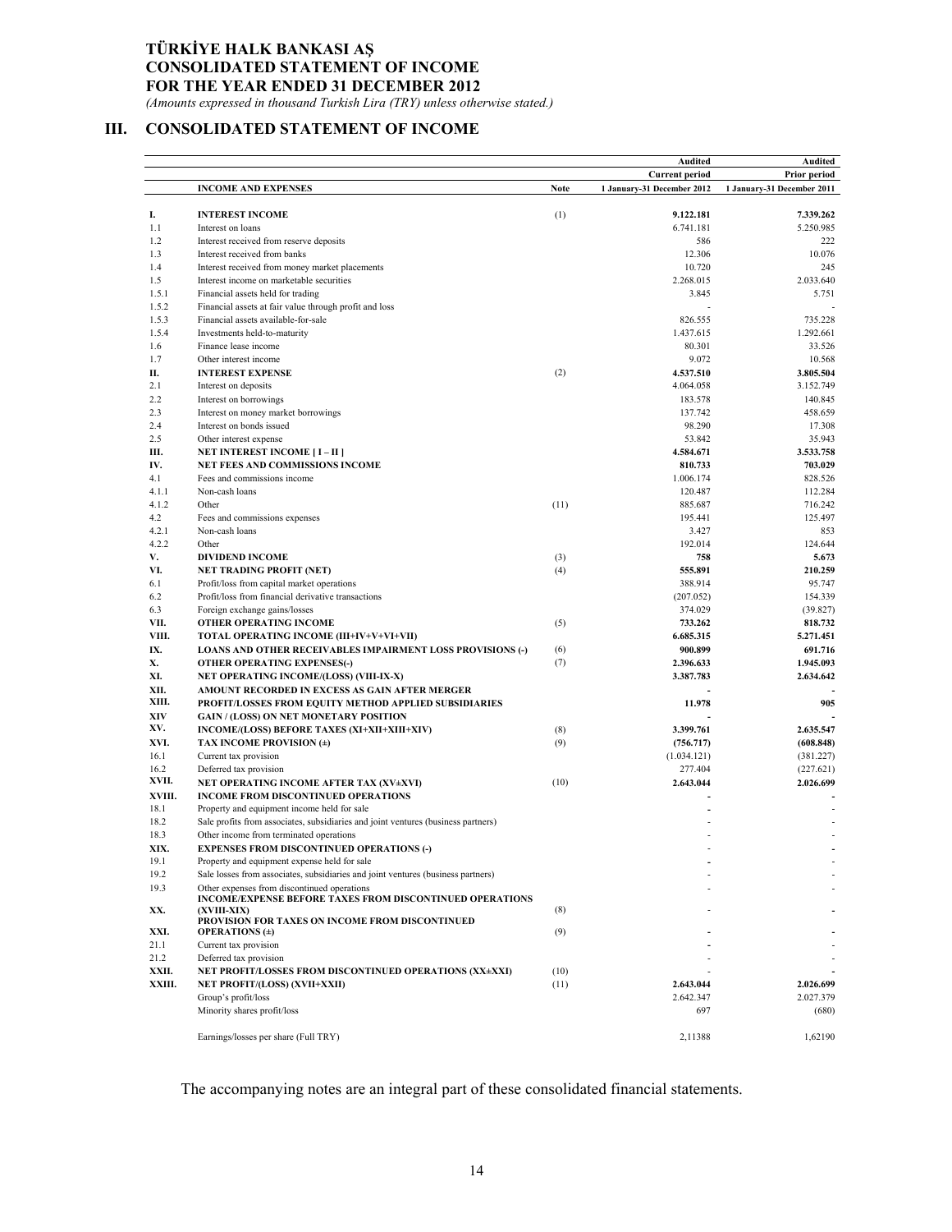# TÜRKİYE HALK BANKASI AŞ
# CONSOLIDATED STATEMENT OF INCOME
# FOR THE YEAR ENDED 31 DECEMBER 2012

*(Amounts expressed in thousand Turkish Lira (TRY) unless otherwise stated.)*

## III. CONSOLIDATED STATEMENT OF INCOME

| | | | Audited | Audited |
|---|---|---|---|---|
| | | | Current period | Prior period |
| | **INCOME AND EXPENSES** | **Note** | **1 January-31 December 2012** | **1 January-31 December 2011** |
| **I.** | **INTEREST INCOME** | (1) | **9.122.181** | **7.339.262** |
| 1.1 | Interest on loans | | 6.741.181 | 5.250.985 |
| 1.2 | Interest received from reserve deposits | | 586 | 222 |
| 1.3 | Interest received from banks | | 12.306 | 10.076 |
| 1.4 | Interest received from money market placements | | 10.720 | 245 |
| 1.5 | Interest income on marketable securities | | 2.268.015 | 2.033.640 |
| 1.5.1 | Financial assets held for trading | | 3.845 | 5.751 |
| 1.5.2 | Financial assets at fair value through profit and loss | | - | - |
| 1.5.3 | Financial assets available-for-sale | | 826.555 | 735.228 |
| 1.5.4 | Investments held-to-maturity | | 1.437.615 | 1.292.661 |
| 1.6 | Finance lease income | | 80.301 | 33.526 |
| 1.7 | Other interest income | | 9.072 | 10.568 |
| **II.** | **INTEREST EXPENSE** | (2) | **4.537.510** | **3.805.504** |
| 2.1 | Interest on deposits | | 4.064.058 | 3.152.749 |
| 2.2 | Interest on borrowings | | 183.578 | 140.845 |
| 2.3 | Interest on money market borrowings | | 137.742 | 458.659 |
| 2.4 | Interest on bonds issued | | 98.290 | 17.308 |
| 2.5 | Other interest expense | | 53.842 | 35.943 |
| **III.** | **NET INTEREST INCOME [ I – II ]** | | **4.584.671** | **3.533.758** |
| **IV.** | **NET FEES AND COMMISSIONS INCOME** | | **810.733** | **703.029** |
| 4.1 | Fees and commissions income | | 1.006.174 | 828.526 |
| 4.1.1 | Non-cash loans | | 120.487 | 112.284 |
| 4.1.2 | Other | (11) | 885.687 | 716.242 |
| 4.2 | Fees and commissions expenses | | 195.441 | 125.497 |
| 4.2.1 | Non-cash loans | | 3.427 | 853 |
| 4.2.2 | Other | | 192.014 | 124.644 |
| **V.** | **DIVIDEND INCOME** | (3) | **758** | **5.673** |
| **VI.** | **NET TRADING PROFIT (NET)** | (4) | **555.891** | **210.259** |
| 6.1 | Profit/loss from capital market operations | | 388.914 | 95.747 |
| 6.2 | Profit/loss from financial derivative transactions | | (207.052) | 154.339 |
| 6.3 | Foreign exchange gains/losses | | 374.029 | (39.827) |
| **VII.** | **OTHER OPERATING INCOME** | (5) | **733.262** | **818.732** |
| **VIII.** | **TOTAL OPERATING INCOME (III+IV+V+VI+VII)** | | **6.685.315** | **5.271.451** |
| **IX.** | **LOANS AND OTHER RECEIVABLES IMPAIRMENT LOSS PROVISIONS (-)** | (6) | **900.899** | **691.716** |
| **X.** | **OTHER OPERATING EXPENSES(-)** | (7) | **2.396.633** | **1.945.093** |
| **XI.** | **NET OPERATING INCOME/(LOSS) (VIII-IX-X)** | | **3.387.783** | **2.634.642** |
| **XII.** | **AMOUNT RECORDED IN EXCESS AS GAIN AFTER MERGER** | | **-** | **-** |
| **XIII.** | **PROFIT/LOSSES FROM EQUITY METHOD APPLIED SUBSIDIARIES** | | **11.978** | **905** |
| **XIV** | **GAIN / (LOSS) ON NET MONETARY POSITION** | | **-** | **-** |
| **XV.** | **INCOME/(LOSS) BEFORE TAXES (XI+XII+XIII+XIV)** | (8) | **3.399.761** | **2.635.547** |
| **XVI.** | **TAX INCOME PROVISION (±)** | (9) | **(756.717)** | **(608.848)** |
| 16.1 | Current tax provision | | (1.034.121) | (381.227) |
| 16.2 | Deferred tax provision | | 277.404 | (227.621) |
| **XVII.** | **NET OPERATING INCOME AFTER TAX (XV±XVI)** | (10) | **2.643.044** | **2.026.699** |
| **XVIII.** | **INCOME FROM DISCONTINUED OPERATIONS** | | **-** | **-** |
| 18.1 | Property and equipment income held for sale | | - | - |
| 18.2 | Sale profits from associates, subsidiaries and joint ventures (business partners) | | - | - |
| 18.3 | Other income from terminated operations | | - | - |
| **XIX.** | **EXPENSES FROM DISCONTINUED OPERATIONS (-)** | | - | **-** |
| 19.1 | Property and equipment expense held for sale | | - | - |
| 19.2 | Sale losses from associates, subsidiaries and joint ventures (business partners) | | - | - |
| 19.3 | Other expenses from discontinued operations | | - | - |
| **XX.** | **INCOME/EXPENSE BEFORE TAXES FROM DISCONTINUED OPERATIONS (XVIII-XIX)** | (8) | - | **-** |
| **XXI.** | **PROVISION FOR TAXES ON INCOME FROM DISCONTINUED OPERATIONS (±)** | (9) | **-** | **-** |
| 21.1 | Current tax provision | | - | - |
| 21.2 | Deferred tax provision | | - | - |
| **XXII.** | **NET PROFIT/LOSSES FROM DISCONTINUED OPERATIONS (XX±XXI)** | (10) | - | **-** |
| **XXIII.** | **NET PROFIT/(LOSS) (XVII+XXII)** | (11) | **2.643.044** | **2.026.699** |
| | Group's profit/loss | | 2.642.347 | 2.027.379 |
| | Minority shares profit/loss | | 697 | (680) |
| | Earnings/losses per share (Full TRY) | | 2,11388 | 1,62190 |

The accompanying notes are an integral part of these consolidated financial statements.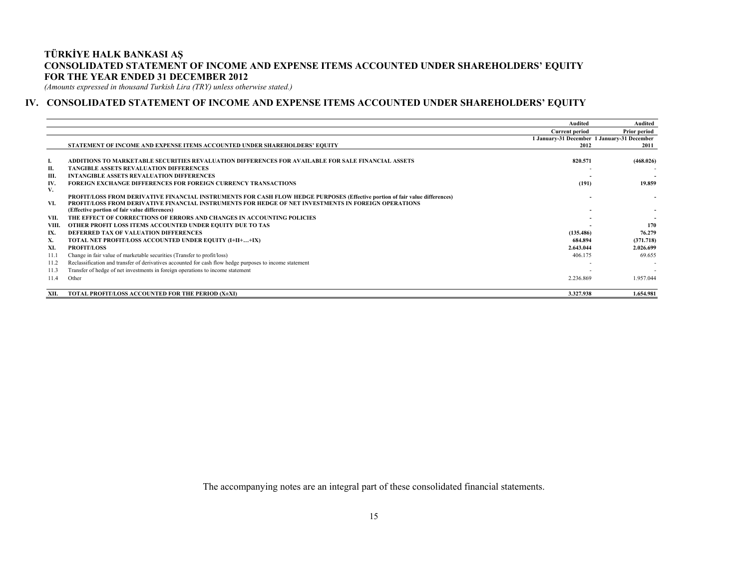# TÜRKİYE HALK BANKASI AŞ
## CONSOLIDATED STATEMENT OF INCOME AND EXPENSE ITEMS ACCOUNTED UNDER SHAREHOLDERS' EQUITY
## FOR THE YEAR ENDED 31 DECEMBER 2012

*(Amounts expressed in thousand Turkish Lira (TRY) unless otherwise stated.)*

## IV. CONSOLIDATED STATEMENT OF INCOME AND EXPENSE ITEMS ACCOUNTED UNDER SHAREHOLDERS' EQUITY

| | | Audited | Audited |
|---|---|---|---|
| | | Current period | Prior period |
| | | 1 January-31 December | 1 January-31 December |
| | **STATEMENT OF INCOME AND EXPENSE ITEMS ACCOUNTED UNDER SHAREHOLDERS' EQUITY** | 2012 | 2011 |
| **I.** | **ADDITIONS TO MARKETABLE SECURITIES REVALUATION DIFFERENCES FOR AVAILABLE FOR SALE FINANCIAL ASSETS** | **820.571** | **(468.026)** |
| **II.** | **TANGIBLE ASSETS REVALUATION DIFFERENCES** | - | - |
| **III.** | **INTANGIBLE ASSETS REVALUATION DIFFERENCES** | - | - |
| **IV.** | **FOREIGN EXCHANGE DIFFERENCES FOR FOREIGN CURRENCY TRANSACTIONS** | **(191)** | **19.859** |
| **V.** | **PROFIT/LOSS FROM DERIVATIVE FINANCIAL INSTRUMENTS FOR CASH FLOW HEDGE PURPOSES (Effective portion of fair value differences)** | - | - |
| **VI.** | **PROFIT/LOSS FROM DERIVATIVE FINANCIAL INSTRUMENTS FOR HEDGE OF NET INVESTMENTS IN FOREIGN OPERATIONS (Effective portion of fair value differences)** | - | - |
| **VII.** | **THE EFFECT OF CORRECTIONS OF ERRORS AND CHANGES IN ACCOUNTING POLICIES** | - | - |
| **VIII.** | **OTHER PROFIT LOSS ITEMS ACCOUNTED UNDER EQUITY DUE TO TAS** | - | **170** |
| **IX.** | **DEFERRED TAX OF VALUATION DIFFERENCES** | **(135.486)** | **76.279** |
| **X.** | **TOTAL NET PROFIT/LOSS ACCOUNTED UNDER EQUITY (I+II+…+IX)** | **684.894** | **(371.718)** |
| **XI.** | **PROFIT/LOSS** | **2.643.044** | **2.026.699** |
| 11.1 | Change in fair value of marketable securities (Transfer to profit/loss) | 406.175 | 69.655 |
| 11.2 | Reclassification and transfer of derivatives accounted for cash flow hedge purposes to income statement | - | - |
| 11.3 | Transfer of hedge of net investments in foreign operations to income statement | - | - |
| 11.4 | Other | 2.236.869 | 1.957.044 |
| **XII.** | **TOTAL PROFIT/LOSS ACCOUNTED FOR THE PERIOD (X±XI)** | **3.327.938** | **1.654.981** |

The accompanying notes are an integral part of these consolidated financial statements.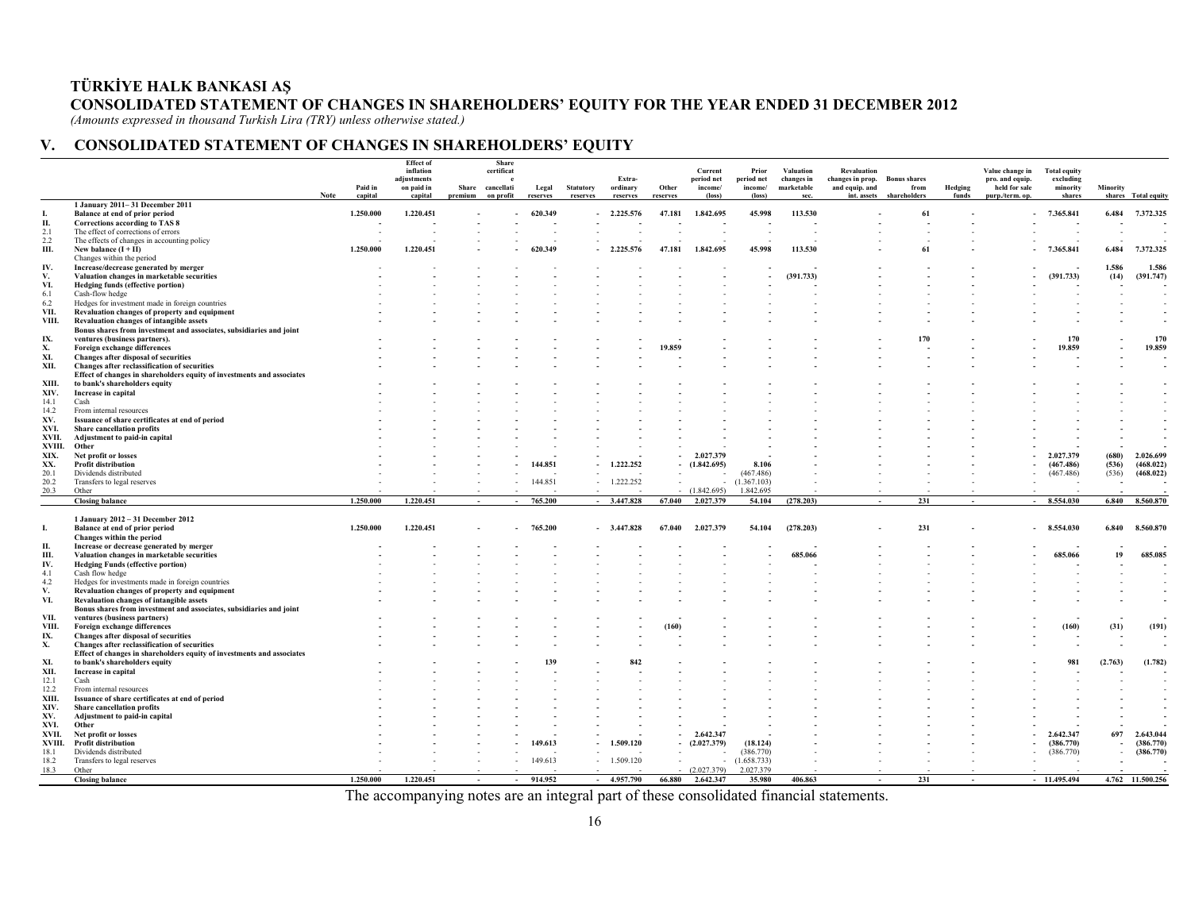# TÜRKİYE HALK BANKASI AŞ

## CONSOLIDATED STATEMENT OF CHANGES IN SHAREHOLDERS' EQUITY FOR THE YEAR ENDED 31 DECEMBER 2012

*(Amounts expressed in thousand Turkish Lira (TRY) unless otherwise stated.)*

## V. CONSOLIDATED STATEMENT OF CHANGES IN SHAREHOLDERS' EQUITY

| | | Note | Paid in capital | Effect of inflation adjustments on paid in capital | Share premium | Share certificate cancellation profit | Legal reserves | Statutory reserves | Extra-ordinary reserves | Other reserves | Current period net income/ (loss) | Prior period net income/ (loss) | Valuation changes in marketable sec. | Revaluation changes in prop. and equip. and int. assets | Bonus shares from shareholders | Hedging funds | Value change in pro. and equip. held for sale purp./term. op. | Total equity excluding minority shares | Minority shares | Total equity |
|---|---|---|---|---|---|---|---|---|---|---|---|---|---|---|---|---|---|---|---|---|
| | **1 January 2011– 31 December 2011** | | | | | | | | | | | | | | | | | | | |
| **I.** | **Balance at end of prior period** | | **1.250.000** | **1.220.451** | **-** | **-** | **620.349** | **-** | **2.225.576** | **47.181** | **1.842.695** | **45.998** | **113.530** | **-** | **61** | **-** | **-** | **7.365.841** | **6.484** | **7.372.325** |
| **II.** | **Corrections according to TAS 8** | | **-** | **-** | **-** | **-** | **-** | **-** | **-** | **-** | **-** | **-** | **-** | **-** | **-** | **-** | **-** | **-** | **-** | **-** |
| 2.1 | The effect of corrections of errors | | - | - | - | - | - | - | - | - | - | - | - | - | - | - | - | - | - | - |
| 2.2 | The effects of changes in accounting policy | | - | - | - | - | - | - | - | - | - | - | - | - | - | - | - | - | - | - |
| **III.** | **New balance (I + II)** | | **1.250.000** | **1.220.451** | **-** | **-** | **620.349** | **-** | **2.225.576** | **47.181** | **1.842.695** | **45.998** | **113.530** | **-** | **61** | **-** | **-** | **7.365.841** | **6.484** | **7.372.325** |
| | Changes within the period | | | | | | | | | | | | | | | | | | | |
| **IV.** | **Increase/decrease generated by merger** | | **-** | **-** | **-** | **-** | **-** | **-** | **-** | **-** | **-** | **-** | **-** | **-** | **-** | **-** | **-** | **-** | **1.586** | **1.586** |
| **V.** | **Valuation changes in marketable securities** | | **-** | **-** | **-** | **-** | **-** | **-** | **-** | **-** | **-** | **-** | **(391.733)** | **-** | **-** | **-** | **-** | **(391.733)** | **(14)** | **(391.747)** |
| **VI.** | **Hedging funds (effective portion)** | | **-** | **-** | **-** | **-** | **-** | **-** | **-** | **-** | **-** | **-** | **-** | **-** | **-** | **-** | **-** | **-** | **-** | **-** |
| 6.1 | Cash-flow hedge | | - | - | - | - | - | - | - | - | - | - | - | - | - | - | - | - | - | - |
| 6.2 | Hedges for investment made in foreign countries | | - | - | - | - | - | - | - | - | - | - | - | - | - | - | - | - | - | - |
| **VII.** | **Revaluation changes of property and equipment** | | **-** | **-** | **-** | **-** | **-** | **-** | **-** | **-** | **-** | **-** | **-** | **-** | **-** | **-** | **-** | **-** | **-** | **-** |
| **VIII.** | **Revaluation changes of intangible assets** | | **-** | **-** | **-** | **-** | **-** | **-** | **-** | **-** | **-** | **-** | **-** | **-** | **-** | **-** | **-** | **-** | **-** | **-** |
| **IX.** | **Bonus shares from investment and associates, subsidiaries and joint ventures (business partners).** | | **-** | **-** | **-** | **-** | **-** | **-** | **-** | **-** | **-** | **-** | **-** | **-** | **170** | **-** | **-** | **170** | **-** | **170** |
| **X.** | **Foreign exchange differences** | | **-** | **-** | **-** | **-** | **-** | **-** | **-** | **19.859** | **-** | **-** | **-** | **-** | **-** | **-** | **-** | **19.859** | **-** | **19.859** |
| **XI.** | **Changes after disposal of securities** | | **-** | **-** | **-** | **-** | **-** | **-** | **-** | **-** | **-** | **-** | **-** | **-** | **-** | **-** | **-** | **-** | **-** | **-** |
| **XII.** | **Changes after reclassification of securities** | | **-** | **-** | **-** | **-** | **-** | **-** | **-** | **-** | **-** | **-** | **-** | **-** | **-** | **-** | **-** | **-** | **-** | **-** |
| **XIII.** | **Effect of changes in shareholders equity of investments and associates to bank's shareholders equity** | | **-** | **-** | **-** | **-** | **-** | **-** | **-** | **-** | **-** | **-** | **-** | **-** | **-** | **-** | **-** | **-** | **-** | **-** |
| **XIV.** | **Increase in capital** | | **-** | **-** | **-** | **-** | **-** | **-** | **-** | **-** | **-** | **-** | **-** | **-** | **-** | **-** | **-** | **-** | **-** | **-** |
| 14.1 | Cash | | - | - | - | - | - | - | - | - | - | - | - | - | - | - | - | - | - | - |
| 14.2 | From internal resources | | - | - | - | - | - | - | - | - | - | - | - | - | - | - | - | - | - | - |
| **XV.** | **Issuance of share certificates at end of period** | | **-** | **-** | **-** | **-** | **-** | **-** | **-** | **-** | **-** | **-** | **-** | **-** | **-** | **-** | **-** | **-** | **-** | **-** |
| **XVI.** | **Share cancellation profits** | | **-** | **-** | **-** | **-** | **-** | **-** | **-** | **-** | **-** | **-** | **-** | **-** | **-** | **-** | **-** | **-** | **-** | **-** |
| **XVII.** | **Adjustment to paid-in capital** | | **-** | **-** | **-** | **-** | **-** | **-** | **-** | **-** | **-** | **-** | **-** | **-** | **-** | **-** | **-** | **-** | **-** | **-** |
| **XVIII.** | **Other** | | **-** | **-** | **-** | **-** | **-** | **-** | **-** | **-** | **-** | **-** | **-** | **-** | **-** | **-** | **-** | **-** | **-** | **-** |
| **XIX.** | **Net profit or losses** | | **-** | **-** | **-** | **-** | **-** | **-** | **-** | **-** | **2.027.379** | **-** | **-** | **-** | **-** | **-** | **-** | **2.027.379** | **(680)** | **2.026.699** |
| **XX.** | **Profit distribution** | | **-** | **-** | **-** | **-** | **144.851** | **-** | **1.222.252** | **-** | **(1.842.695)** | **8.106** | **-** | **-** | **-** | **-** | **-** | **(467.486)** | **(536)** | **(468.022)** |
| 20.1 | Dividends distributed | | - | - | - | - | - | - | - | - | - | (467.486) | - | - | - | - | - | (467.486) | (536) | **(468.022)** |
| 20.2 | Transfers to legal reserves | | - | - | - | - | 144.851 | - | 1.222.252 | - | - | (1.367.103) | - | - | - | - | - | - | - | - |
| 20.3 | Other | | - | - | - | - | - | - | - | - | (1.842.695) | 1.842.695 | - | - | - | - | - | - | - | - |
| | **Closing balance** | | **1.250.000** | **1.220.451** | **-** | **-** | **765.200** | **-** | **3.447.828** | **67.040** | **2.027.379** | **54.104** | **(278.203)** | **-** | **231** | **-** | **-** | **8.554.030** | **6.840** | **8.560.870** |
| | **1 January 2012 – 31 December 2012** | | | | | | | | | | | | | | | | | | | |
| **I.** | **Balance at end of prior period** | | **1.250.000** | **1.220.451** | **-** | **-** | **765.200** | **-** | **3.447.828** | **67.040** | **2.027.379** | **54.104** | **(278.203)** | **-** | **231** | **-** | **-** | **8.554.030** | **6.840** | **8.560.870** |
| | **Changes within the period** | | | | | | | | | | | | | | | | | | | |
| **II.** | **Increase or decrease generated by merger** | | **-** | **-** | **-** | **-** | **-** | **-** | **-** | **-** | **-** | **-** | **-** | **-** | **-** | **-** | **-** | **-** | **-** | **-** |
| **III.** | **Valuation changes in marketable securities** | | **-** | **-** | **-** | **-** | **-** | **-** | **-** | **-** | **-** | **-** | **685.066** | **-** | **-** | **-** | **-** | **685.066** | **19** | **685.085** |
| **IV.** | **Hedging Funds (effective portion)** | | **-** | **-** | **-** | **-** | **-** | **-** | **-** | **-** | **-** | **-** | **-** | **-** | **-** | **-** | **-** | **-** | **-** | **-** |
| 4.1 | Cash flow hedge | | - | - | - | - | - | - | - | - | - | - | - | - | - | - | - | - | - | - |
| 4.2 | Hedges for investments made in foreign countries | | - | - | - | - | - | - | - | - | - | - | - | - | - | - | - | - | - | - |
| **V.** | **Revaluation changes of property and equipment** | | **-** | **-** | **-** | **-** | **-** | **-** | **-** | **-** | **-** | **-** | **-** | **-** | **-** | **-** | **-** | **-** | **-** | **-** |
| **VI.** | **Revaluation changes of intangible assets** | | **-** | **-** | **-** | **-** | **-** | **-** | **-** | **-** | **-** | **-** | **-** | **-** | **-** | **-** | **-** | **-** | **-** | **-** |
| **VII.** | **Bonus shares from investment and associates, subsidiaries and joint ventures (business partners)** | | **-** | **-** | **-** | **-** | **-** | **-** | **-** | **-** | **-** | **-** | **-** | **-** | **-** | **-** | **-** | **-** | **-** | **-** |
| **VIII.** | **Foreign exchange differences** | | **-** | **-** | **-** | **-** | **-** | **-** | **-** | **(160)** | **-** | **-** | **-** | **-** | **-** | **-** | **-** | **(160)** | **(31)** | **(191)** |
| **IX.** | **Changes after disposal of securities** | | **-** | **-** | **-** | **-** | **-** | **-** | **-** | **-** | **-** | **-** | **-** | **-** | **-** | **-** | **-** | **-** | **-** | **-** |
| **X.** | **Changes after reclassification of securities** | | **-** | **-** | **-** | **-** | **-** | **-** | **-** | **-** | **-** | **-** | **-** | **-** | **-** | **-** | **-** | **-** | **-** | **-** |
| **XI.** | **Effect of changes in shareholders equity of investments and associates to bank's shareholders equity** | | **-** | **-** | **-** | **-** | **139** | **-** | **842** | **-** | **-** | **-** | **-** | **-** | **-** | **-** | **-** | **981** | **(2.763)** | **(1.782)** |
| **XII.** | **Increase in capital** | | **-** | **-** | **-** | **-** | **-** | **-** | **-** | **-** | **-** | **-** | **-** | **-** | **-** | **-** | **-** | **-** | **-** | **-** |
| 12.1 | Cash | | - | - | - | - | - | - | - | - | - | - | - | - | - | - | - | - | - | - |
| 12.2 | From internal resources | | - | - | - | - | - | - | - | - | - | - | - | - | - | - | - | - | - | - |
| **XIII.** | **Issuance of share certificates at end of period** | | **-** | **-** | **-** | **-** | **-** | **-** | **-** | **-** | **-** | **-** | **-** | **-** | **-** | **-** | **-** | **-** | **-** | **-** |
| **XIV.** | **Share cancellation profits** | | **-** | **-** | **-** | **-** | **-** | **-** | **-** | **-** | **-** | **-** | **-** | **-** | **-** | **-** | **-** | **-** | **-** | **-** |
| **XV.** | **Adjustment to paid-in capital** | | **-** | **-** | **-** | **-** | **-** | **-** | **-** | **-** | **-** | **-** | **-** | **-** | **-** | **-** | **-** | **-** | **-** | **-** |
| **XVI.** | **Other** | | **-** | **-** | **-** | **-** | **-** | **-** | **-** | **-** | **-** | **-** | **-** | **-** | **-** | **-** | **-** | **-** | **-** | **-** |
| **XVII.** | **Net profit or losses** | | **-** | **-** | **-** | **-** | **-** | **-** | **-** | **-** | **2.642.347** | **-** | **-** | **-** | **-** | **-** | **-** | **2.642.347** | **697** | **2.643.044** |
| **XVIII.** | **Profit distribution** | | **-** | **-** | **-** | **-** | **149.613** | **-** | **1.509.120** | **-** | **(2.027.379)** | **(18.124)** | **-** | **-** | **-** | **-** | **-** | **(386.770)** | **-** | **(386.770)** |
| 18.1 | Dividends distributed | | - | - | - | - | - | - | - | - | - | (386.770) | - | - | - | - | - | (386.770) | - | **(386.770)** |
| 18.2 | Transfers to legal reserves | | - | - | - | - | 149.613 | - | 1.509.120 | - | - | (1.658.733) | - | - | - | - | - | - | - | - |
| 18.3 | Other | | - | - | - | - | - | - | - | - | (2.027.379) | 2.027.379 | - | - | - | - | - | - | - | - |
| | **Closing balance** | | **1.250.000** | **1.220.451** | **-** | **-** | **914.952** | **-** | **4.957.790** | **66.880** | **2.642.347** | **35.980** | **406.863** | **-** | **231** | **-** | **-** | **11.495.494** | **4.762** | **11.500.256** |

The accompanying notes are an integral part of these consolidated financial statements.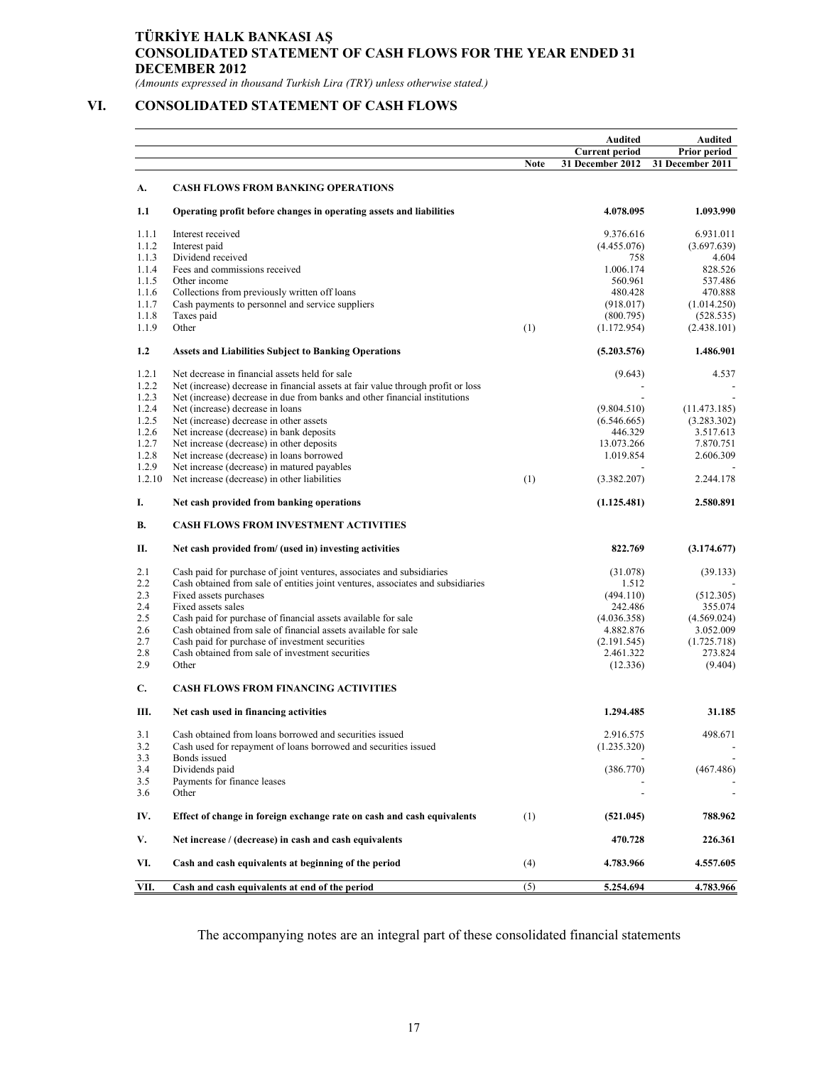# TÜRKİYE HALK BANKASI AŞ
# CONSOLIDATED STATEMENT OF CASH FLOWS FOR THE YEAR ENDED 31 DECEMBER 2012

*(Amounts expressed in thousand Turkish Lira (TRY) unless otherwise stated.)*

## VI. CONSOLIDATED STATEMENT OF CASH FLOWS

| | | Note | Audited Current period 31 December 2012 | Audited Prior period 31 December 2011 |
|---|---|---|---|---|
| **A.** | **CASH FLOWS FROM BANKING OPERATIONS** | | | |
| **1.1** | **Operating profit before changes in operating assets and liabilities** | | **4.078.095** | **1.093.990** |
| 1.1.1 | Interest received | | 9.376.616 | 6.931.011 |
| 1.1.2 | Interest paid | | (4.455.076) | (3.697.639) |
| 1.1.3 | Dividend received | | 758 | 4.604 |
| 1.1.4 | Fees and commissions received | | 1.006.174 | 828.526 |
| 1.1.5 | Other income | | 560.961 | 537.486 |
| 1.1.6 | Collections from previously written off loans | | 480.428 | 470.888 |
| 1.1.7 | Cash payments to personnel and service suppliers | | (918.017) | (1.014.250) |
| 1.1.8 | Taxes paid | | (800.795) | (528.535) |
| 1.1.9 | Other | (1) | (1.172.954) | (2.438.101) |
| **1.2** | **Assets and Liabilities Subject to Banking Operations** | | **(5.203.576)** | **1.486.901** |
| 1.2.1 | Net decrease in financial assets held for sale | | (9.643) | 4.537 |
| 1.2.2 | Net (increase) decrease in financial assets at fair value through profit or loss | | - | - |
| 1.2.3 | Net (increase) decrease in due from banks and other financial institutions | | - | - |
| 1.2.4 | Net (increase) decrease in loans | | (9.804.510) | (11.473.185) |
| 1.2.5 | Net (increase) decrease in other assets | | (6.546.665) | (3.283.302) |
| 1.2.6 | Net increase (decrease) in bank deposits | | 446.329 | 3.517.613 |
| 1.2.7 | Net increase (decrease) in other deposits | | 13.073.266 | 7.870.751 |
| 1.2.8 | Net increase (decrease) in loans borrowed | | 1.019.854 | 2.606.309 |
| 1.2.9 | Net increase (decrease) in matured payables | | - | - |
| 1.2.10 | Net increase (decrease) in other liabilities | (1) | (3.382.207) | 2.244.178 |
| **I.** | **Net cash provided from banking operations** | | **(1.125.481)** | **2.580.891** |
| **B.** | **CASH FLOWS FROM INVESTMENT ACTIVITIES** | | | |
| **II.** | **Net cash provided from/ (used in) investing activities** | | **822.769** | **(3.174.677)** |
| 2.1 | Cash paid for purchase of joint ventures, associates and subsidiaries | | (31.078) | (39.133) |
| 2.2 | Cash obtained from sale of entities joint ventures, associates and subsidiaries | | 1.512 | - |
| 2.3 | Fixed assets purchases | | (494.110) | (512.305) |
| 2.4 | Fixed assets sales | | 242.486 | 355.074 |
| 2.5 | Cash paid for purchase of financial assets available for sale | | (4.036.358) | (4.569.024) |
| 2.6 | Cash obtained from sale of financial assets available for sale | | 4.882.876 | 3.052.009 |
| 2.7 | Cash paid for purchase of investment securities | | (2.191.545) | (1.725.718) |
| 2.8 | Cash obtained from sale of investment securities | | 2.461.322 | 273.824 |
| 2.9 | Other | | (12.336) | (9.404) |
| **C.** | **CASH FLOWS FROM FINANCING ACTIVITIES** | | | |
| **III.** | **Net cash used in financing activities** | | **1.294.485** | **31.185** |
| 3.1 | Cash obtained from loans borrowed and securities issued | | 2.916.575 | 498.671 |
| 3.2 | Cash used for repayment of loans borrowed and securities issued | | (1.235.320) | - |
| 3.3 | Bonds issued | | - | - |
| 3.4 | Dividends paid | | (386.770) | (467.486) |
| 3.5 | Payments for finance leases | | - | - |
| 3.6 | Other | | - | - |
| **IV.** | **Effect of change in foreign exchange rate on cash and cash equivalents** | (1) | **(521.045)** | **788.962** |
| **V.** | **Net increase / (decrease) in cash and cash equivalents** | | **470.728** | **226.361** |
| **VI.** | **Cash and cash equivalents at beginning of the period** | (4) | **4.783.966** | **4.557.605** |
| **VII.** | **Cash and cash equivalents at end of the period** | (5) | **5.254.694** | **4.783.966** |

The accompanying notes are an integral part of these consolidated financial statements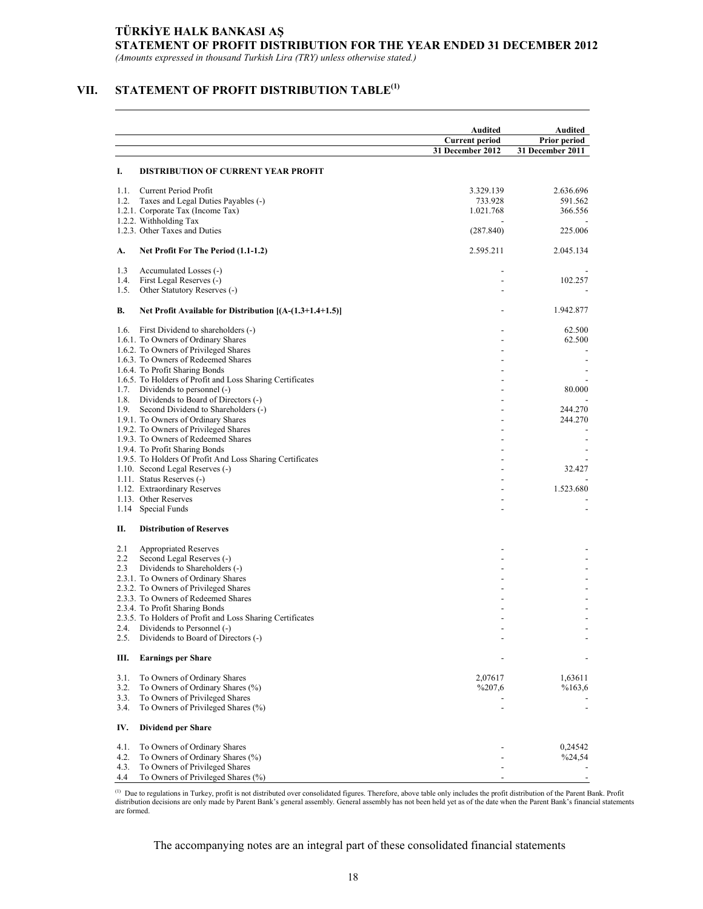# TÜRKİYE HALK BANKASI AŞ

## STATEMENT OF PROFIT DISTRIBUTION FOR THE YEAR ENDED 31 DECEMBER 2012

*(Amounts expressed in thousand Turkish Lira (TRY) unless otherwise stated.)*

## VII. STATEMENT OF PROFIT DISTRIBUTION TABLE[(1)]

| | | Audited Current period 31 December 2012 | Audited Prior period 31 December 2011 |
|---|---|---|---|
| **I.** | **DISTRIBUTION OF CURRENT YEAR PROFIT** | | |
| 1.1. | Current Period Profit | 3.329.139 | 2.636.696 |
| 1.2. | Taxes and Legal Duties Payables (-) | 733.928 | 591.562 |
| 1.2.1. | Corporate Tax (Income Tax) | 1.021.768 | 366.556 |
| 1.2.2. | Withholding Tax | - | - |
| 1.2.3. | Other Taxes and Duties | (287.840) | 225.006 |
| **A.** | **Net Profit For The Period (1.1-1.2)** | 2.595.211 | 2.045.134 |
| 1.3 | Accumulated Losses (-) | - | - |
| 1.4. | First Legal Reserves (-) | - | 102.257 |
| 1.5. | Other Statutory Reserves (-) | - | - |
| **B.** | **Net Profit Available for Distribution [(A-(1.3+1.4+1.5)]** | - | 1.942.877 |
| 1.6. | First Dividend to shareholders (-) | - | 62.500 |
| 1.6.1. | To Owners of Ordinary Shares | - | 62.500 |
| 1.6.2. | To Owners of Privileged Shares | - | - |
| 1.6.3. | To Owners of Redeemed Shares | - | - |
| 1.6.4. | To Profit Sharing Bonds | - | - |
| 1.6.5. | To Holders of Profit and Loss Sharing Certificates | - | - |
| 1.7. | Dividends to personnel (-) | - | 80.000 |
| 1.8. | Dividends to Board of Directors (-) | - | - |
| 1.9. | Second Dividend to Shareholders (-) | - | 244.270 |
| 1.9.1. | To Owners of Ordinary Shares | - | 244.270 |
| 1.9.2. | To Owners of Privileged Shares | - | - |
| 1.9.3. | To Owners of Redeemed Shares | - | - |
| 1.9.4. | To Profit Sharing Bonds | - | - |
| 1.9.5. | To Holders Of Profit And Loss Sharing Certificates | - | - |
| 1.10. | Second Legal Reserves (-) | - | 32.427 |
| 1.11. | Status Reserves (-) | - | - |
| 1.12. | Extraordinary Reserves | - | 1.523.680 |
| 1.13. | Other Reserves | - | - |
| 1.14 | Special Funds | - | - |
| **II.** | **Distribution of Reserves** | | |
| 2.1 | Appropriated Reserves | - | - |
| 2.2 | Second Legal Reserves (-) | - | - |
| 2.3 | Dividends to Shareholders (-) | - | - |
| 2.3.1. | To Owners of Ordinary Shares | - | - |
| 2.3.2. | To Owners of Privileged Shares | - | - |
| 2.3.3. | To Owners of Redeemed Shares | - | - |
| 2.3.4. | To Profit Sharing Bonds | - | - |
| 2.3.5. | To Holders of Profit and Loss Sharing Certificates | - | - |
| 2.4. | Dividends to Personnel (-) | - | - |
| 2.5. | Dividends to Board of Directors (-) | - | - |
| **III.** | **Earnings per Share** | - | - |
| 3.1. | To Owners of Ordinary Shares | 2,07617 | 1,63611 |
| 3.2. | To Owners of Ordinary Shares (%) | %207,6 | %163,6 |
| 3.3. | To Owners of Privileged Shares | - | - |
| 3.4. | To Owners of Privileged Shares (%) | - | - |
| **IV.** | **Dividend per Share** | | |
| 4.1. | To Owners of Ordinary Shares | - | 0,24542 |
| 4.2. | To Owners of Ordinary Shares (%) | - | %24,54 |
| 4.3. | To Owners of Privileged Shares | - | - |
| 4.4 | To Owners of Privileged Shares (%) | - | - |

(1) Due to regulations in Turkey, profit is not distributed over consolidated figures. Therefore, above table only includes the profit distribution of the Parent Bank. Profit distribution decisions are only made by Parent Bank's general assembly. General assembly has not been held yet as of the date when the Parent Bank's financial statements are formed.

The accompanying notes are an integral part of these consolidated financial statements